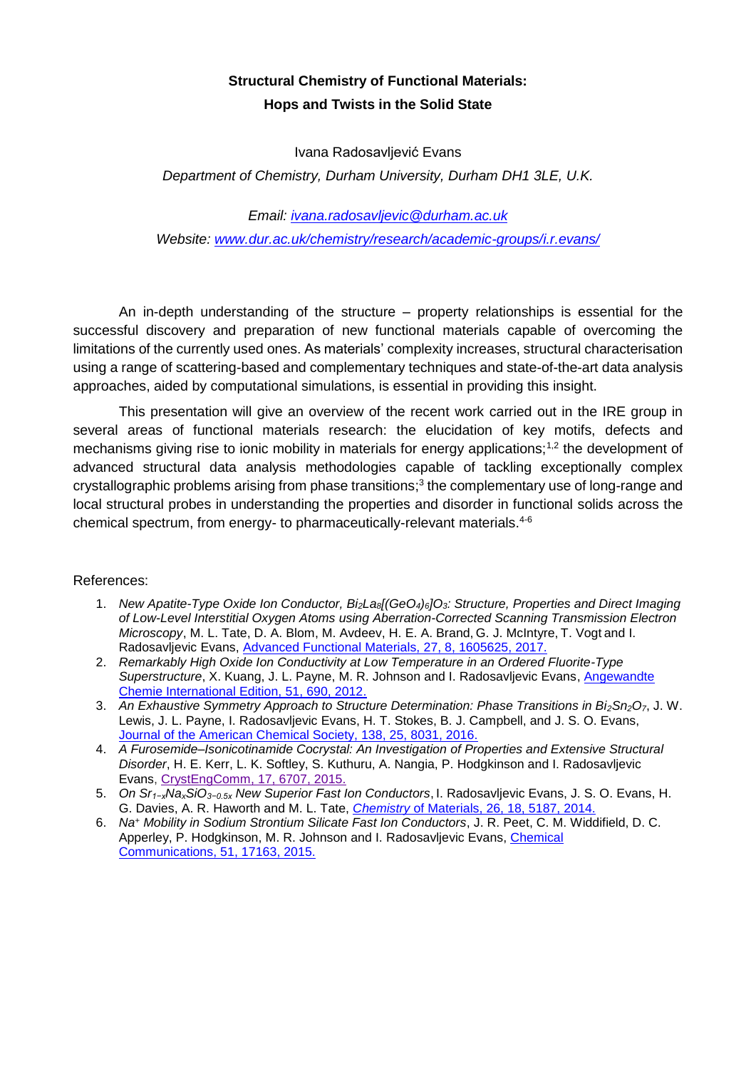**Structural Chemistry of Functional Materials:**
**Hops and Twists in the Solid State**

Ivana Radosavljević Evans

*Department of Chemistry, Durham University, Durham DH1 3LE, U.K.*

*Email: [ivana.radosavljevic@durham.ac.uk](mailto:ivana.radosavljevic@durham.ac.uk)*

*Website: [www.dur.ac.uk/chemistry/research/academic-groups/i.r.evans/](http://www.dur.ac.uk/chemistry/research/academic-groups/i.r.evans/)*

An in-depth understanding of the structure – property relationships is essential for the successful discovery and preparation of new functional materials capable of overcoming the limitations of the currently used ones. As materials' complexity increases, structural characterisation using a range of scattering-based and complementary techniques and state-of-the-art data analysis approaches, aided by computational simulations, is essential in providing this insight.

This presentation will give an overview of the recent work carried out in the IRE group in several areas of functional materials research: the elucidation of key motifs, defects and mechanisms giving rise to ionic mobility in materials for energy applications;[1,2] the development of advanced structural data analysis methodologies capable of tackling exceptionally complex crystallographic problems arising from phase transitions;[3] the complementary use of long-range and local structural probes in understanding the properties and disorder in functional solids across the chemical spectrum, from energy- to pharmaceutically-relevant materials.[4-6]

References:

1. *New Apatite-Type Oxide Ion Conductor, $Bi_2La_8[(GeO_4)_6]O_3$: Structure, Properties and Direct Imaging of Low-Level Interstitial Oxygen Atoms using Aberration-Corrected Scanning Transmission Electron Microscopy*, M. L. Tate, D. A. Blom, M. Avdeev, H. E. A. Brand, G. J. McIntyre, T. Vogt and I. Radosavljevic Evans, Advanced Functional Materials, 27, 8, 1605625, 2017.
2. *Remarkably High Oxide Ion Conductivity at Low Temperature in an Ordered Fluorite-Type Superstructure*, X. Kuang, J. L. Payne, M. R. Johnson and I. Radosavljevic Evans, Angewandte Chemie International Edition, 51, 690, 2012.
3. *An Exhaustive Symmetry Approach to Structure Determination: Phase Transitions in $Bi_2Sn_2O_7$*, J. W. Lewis, J. L. Payne, I. Radosavljevic Evans, H. T. Stokes, B. J. Campbell, and J. S. O. Evans, Journal of the American Chemical Society, 138, 25, 8031, 2016.
4. *A Furosemide–Isonicotinamide Cocrystal: An Investigation of Properties and Extensive Structural Disorder*, H. E. Kerr, L. K. Softley, S. Kuthuru, A. Nangia, P. Hodgkinson and I. Radosavljevic Evans, CrystEngComm, 17, 6707, 2015.
5. *On $Sr_{1-x}Na_xSiO_{3-0.5x}$ New Superior Fast Ion Conductors*, I. Radosavljevic Evans, J. S. O. Evans, H. G. Davies, A. R. Haworth and M. L. Tate, *Chemistry* of Materials, 26, 18, 5187, 2014.
6. *$Na^+$ Mobility in Sodium Strontium Silicate Fast Ion Conductors*, J. R. Peet, C. M. Widdifield, D. C. Apperley, P. Hodgkinson, M. R. Johnson and I. Radosavljevic Evans, Chemical Communications, 51, 17163, 2015.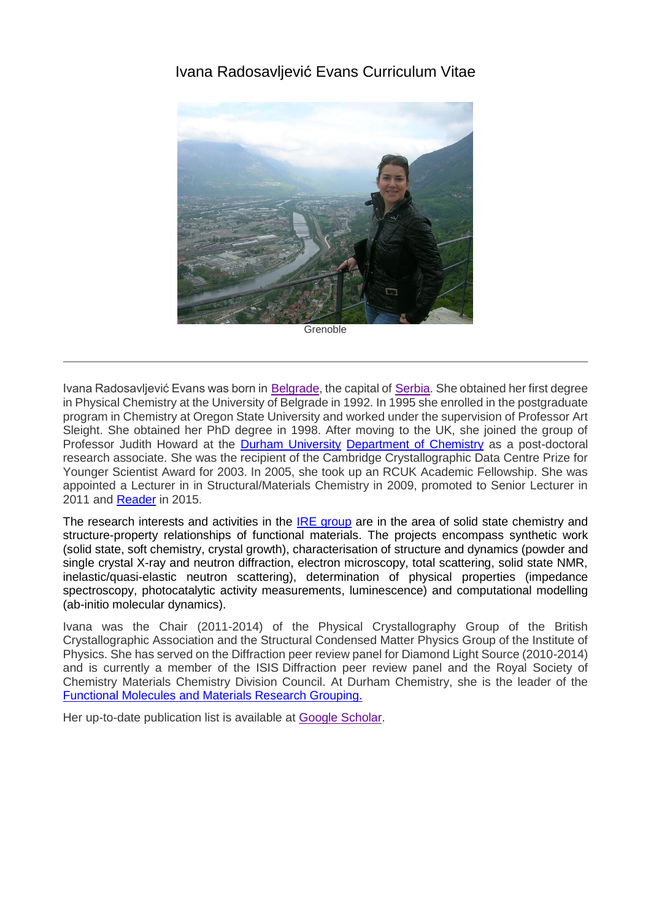# Ivana Radosavljević Evans Curriculum Vitae

Grenoble

---

Ivana Radosavljević Evans was born in Belgrade, the capital of Serbia. She obtained her first degree in Physical Chemistry at the University of Belgrade in 1992. In 1995 she enrolled in the postgraduate program in Chemistry at Oregon State University and worked under the supervision of Professor Art Sleight. She obtained her PhD degree in 1998. After moving to the UK, she joined the group of Professor Judith Howard at the Durham University Department of Chemistry as a post-doctoral research associate. She was the recipient of the Cambridge Crystallographic Data Centre Prize for Younger Scientist Award for 2003. In 2005, she took up an RCUK Academic Fellowship. She was appointed a Lecturer in in Structural/Materials Chemistry in 2009, promoted to Senior Lecturer in 2011 and Reader in 2015.

The research interests and activities in the IRE group are in the area of solid state chemistry and structure-property relationships of functional materials. The projects encompass synthetic work (solid state, soft chemistry, crystal growth), characterisation of structure and dynamics (powder and single crystal X-ray and neutron diffraction, electron microscopy, total scattering, solid state NMR, inelastic/quasi-elastic neutron scattering), determination of physical properties (impedance spectroscopy, photocatalytic activity measurements, luminescence) and computational modelling (ab-initio molecular dynamics).

Ivana was the Chair (2011-2014) of the Physical Crystallography Group of the British Crystallographic Association and the Structural Condensed Matter Physics Group of the Institute of Physics. She has served on the Diffraction peer review panel for Diamond Light Source (2010-2014) and is currently a member of the ISIS Diffraction peer review panel and the Royal Society of Chemistry Materials Chemistry Division Council. At Durham Chemistry, she is the leader of the Functional Molecules and Materials Research Grouping.

Her up-to-date publication list is available at Google Scholar.